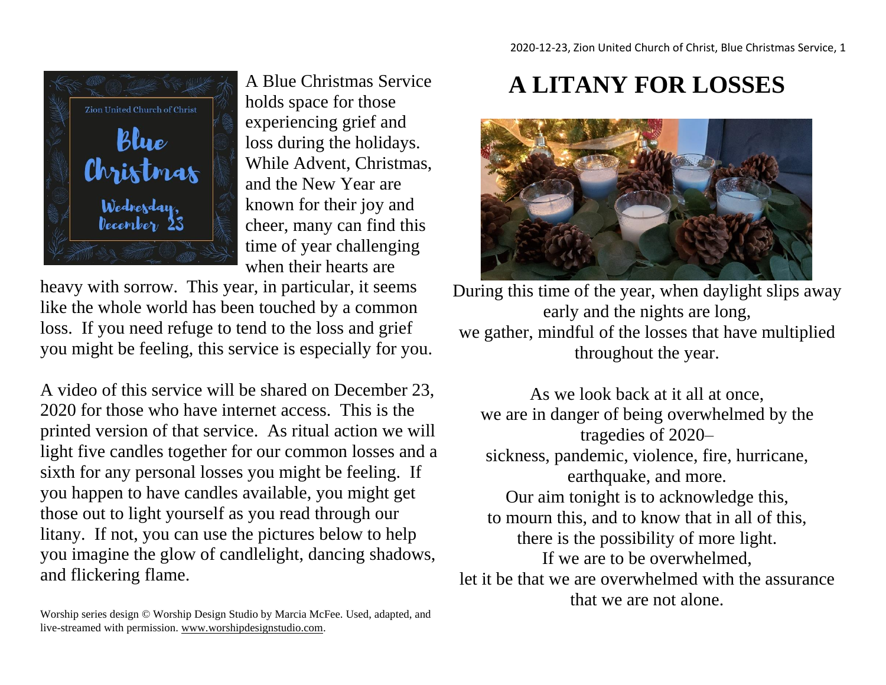A Blue Christmas Service holds space for those experiencing grief and loss during the holidays. While Advent, Christmas, and the New Year are known for their joy and cheer, many can find this time of year challenging when their hearts are heavy with sorrow. This year, in particular, it seems like the whole world has been touched by a common loss. If you need refuge to tend to the loss and grief you might be feeling, this service is especially for you.

A video of this service will be shared on December 23, 2020 for those who have internet access. This is the printed version of that service. As ritual action we will light five candles together for our common losses and a sixth for any personal losses you might be feeling. If you happen to have candles available, you might get those out to light yourself as you read through our litany. If not, you can use the pictures below to help you imagine the glow of candlelight, dancing shadows, and flickering flame.

Worship series design © Worship Design Studio by Marcia McFee. Used, adapted, and live-streamed with permission. www.worshipdesignstudio.com.

# A LITANY FOR LOSSES

During this time of the year, when daylight slips away early and the nights are long,
we gather, mindful of the losses that have multiplied throughout the year.

As we look back at it all at once,
we are in danger of being overwhelmed by the tragedies of 2020–
sickness, pandemic, violence, fire, hurricane, earthquake, and more.
Our aim tonight is to acknowledge this,
to mourn this, and to know that in all of this,
there is the possibility of more light.
If we are to be overwhelmed,
let it be that we are overwhelmed with the assurance that we are not alone.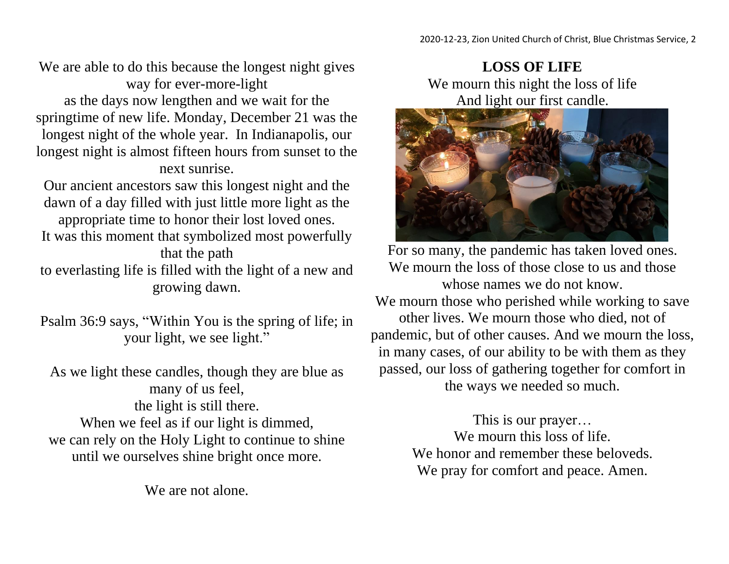We are able to do this because the longest night gives way for ever-more-light
as the days now lengthen and we wait for the springtime of new life. Monday, December 21 was the longest night of the whole year. In Indianapolis, our longest night is almost fifteen hours from sunset to the next sunrise.
Our ancient ancestors saw this longest night and the dawn of a day filled with just little more light as the appropriate time to honor their lost loved ones.
It was this moment that symbolized most powerfully that the path
to everlasting life is filled with the light of a new and growing dawn.

Psalm 36:9 says, "Within You is the spring of life; in your light, we see light."

As we light these candles, though they are blue as many of us feel,
the light is still there.
When we feel as if our light is dimmed,
we can rely on the Holy Light to continue to shine until we ourselves shine bright once more.

We are not alone.

**LOSS OF LIFE**

We mourn this night the loss of life
And light our first candle.

For so many, the pandemic has taken loved ones. We mourn the loss of those close to us and those whose names we do not know.
We mourn those who perished while working to save other lives. We mourn those who died, not of pandemic, but of other causes. And we mourn the loss, in many cases, of our ability to be with them as they passed, our loss of gathering together for comfort in the ways we needed so much.

This is our prayer…
We mourn this loss of life.
We honor and remember these beloveds.
We pray for comfort and peace. Amen.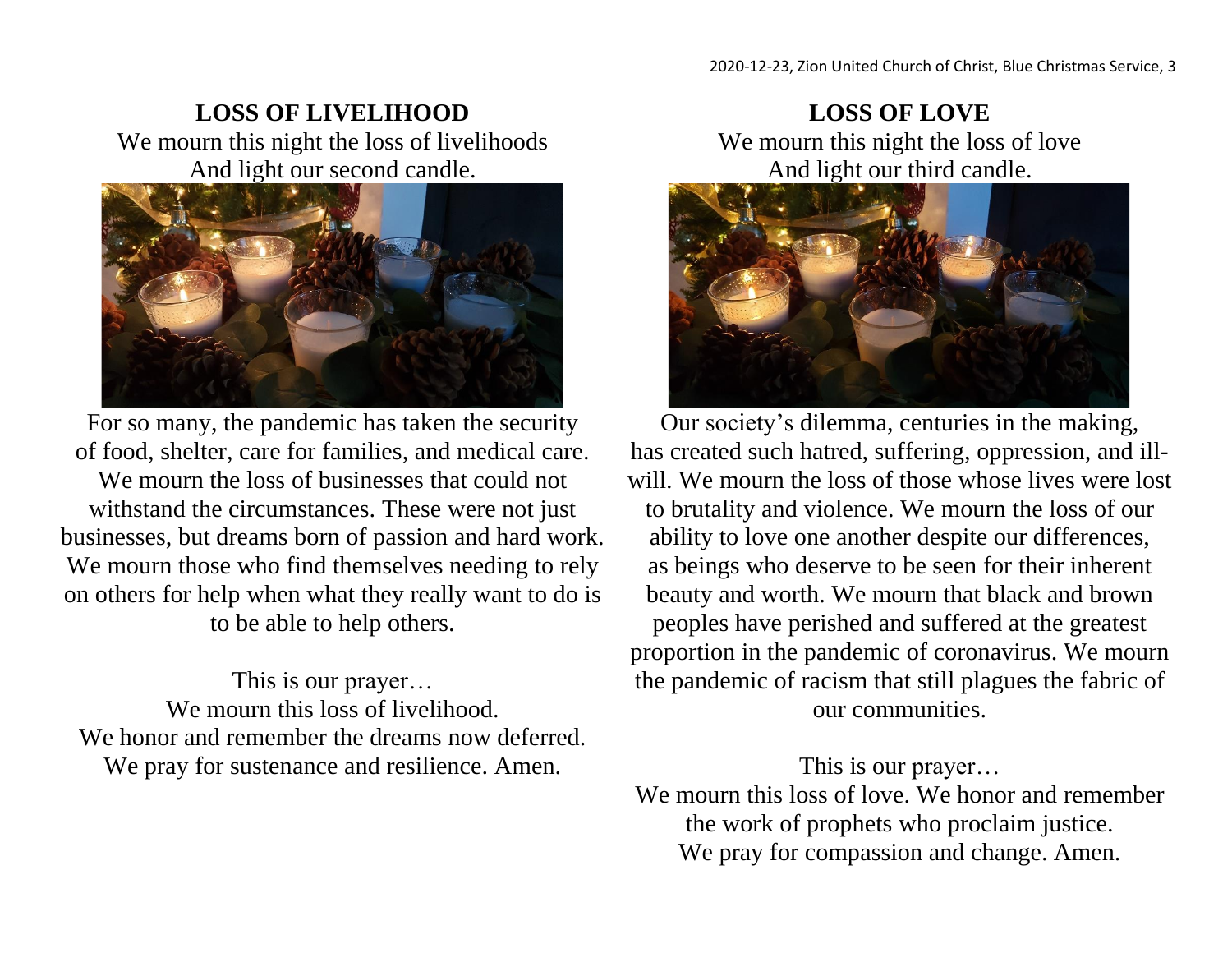## LOSS OF LIVELIHOOD

We mourn this night the loss of livelihoods
And light our second candle.

For so many, the pandemic has taken the security of food, shelter, care for families, and medical care. We mourn the loss of businesses that could not withstand the circumstances. These were not just businesses, but dreams born of passion and hard work. We mourn those who find themselves needing to rely on others for help when what they really want to do is to be able to help others.

This is our prayer…
We mourn this loss of livelihood.
We honor and remember the dreams now deferred.
We pray for sustenance and resilience. Amen.

## LOSS OF LOVE

We mourn this night the loss of love
And light our third candle.

Our society's dilemma, centuries in the making, has created such hatred, suffering, oppression, and ill-will. We mourn the loss of those whose lives were lost to brutality and violence. We mourn the loss of our ability to love one another despite our differences, as beings who deserve to be seen for their inherent beauty and worth. We mourn that black and brown peoples have perished and suffered at the greatest proportion in the pandemic of coronavirus. We mourn the pandemic of racism that still plagues the fabric of our communities.

This is our prayer…
We mourn this loss of love. We honor and remember the work of prophets who proclaim justice.
We pray for compassion and change. Amen.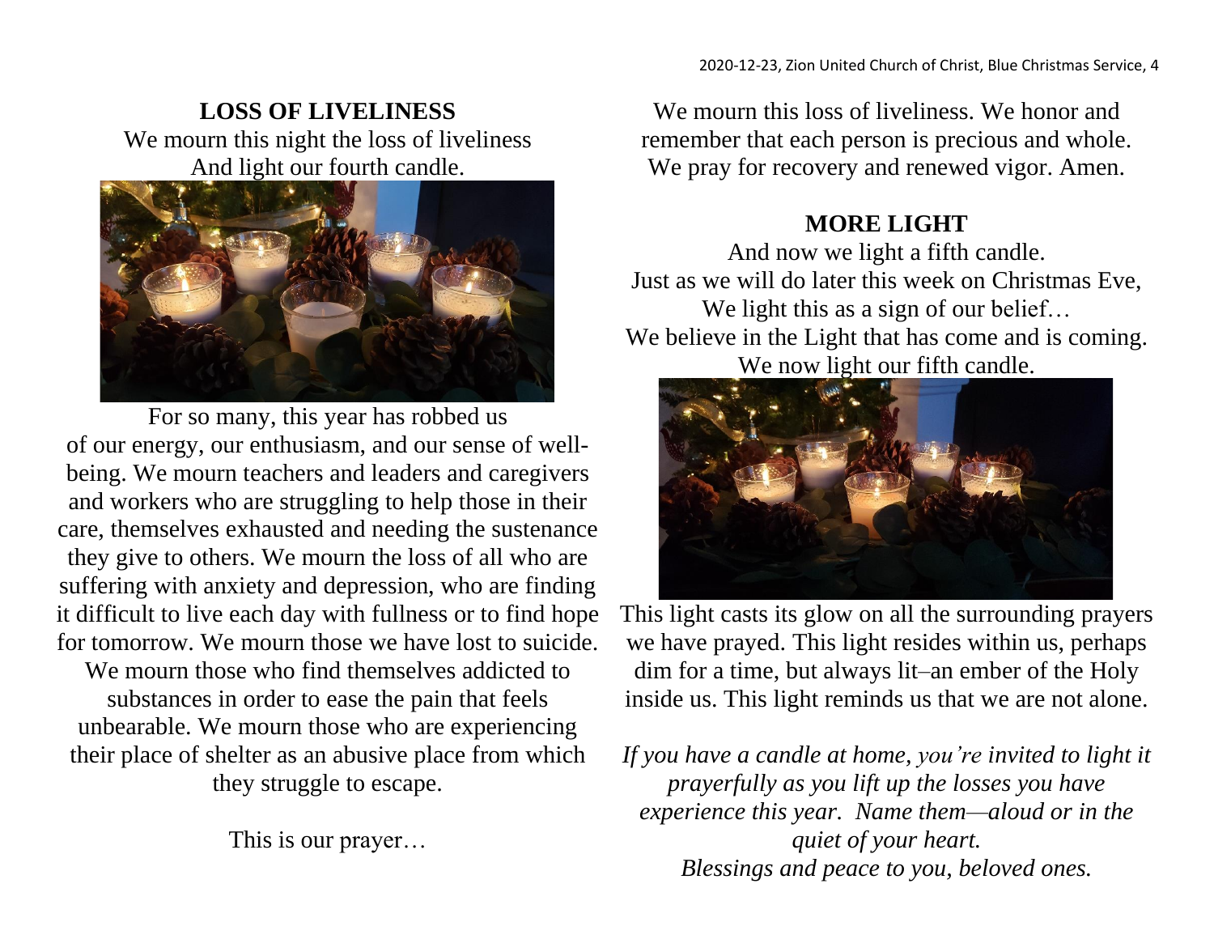## LOSS OF LIVELINESS

We mourn this night the loss of liveliness
And light our fourth candle.

For so many, this year has robbed us of our energy, our enthusiasm, and our sense of well-being. We mourn teachers and leaders and caregivers and workers who are struggling to help those in their care, themselves exhausted and needing the sustenance they give to others. We mourn the loss of all who are suffering with anxiety and depression, who are finding it difficult to live each day with fullness or to find hope for tomorrow. We mourn those we have lost to suicide. We mourn those who find themselves addicted to substances in order to ease the pain that feels unbearable. We mourn those who are experiencing their place of shelter as an abusive place from which they struggle to escape.

This is our prayer…

We mourn this loss of liveliness. We honor and remember that each person is precious and whole. We pray for recovery and renewed vigor. Amen.

## MORE LIGHT

And now we light a fifth candle.
Just as we will do later this week on Christmas Eve,
We light this as a sign of our belief…
We believe in the Light that has come and is coming.
We now light our fifth candle.

This light casts its glow on all the surrounding prayers we have prayed. This light resides within us, perhaps dim for a time, but always lit–an ember of the Holy inside us. This light reminds us that we are not alone.

*If you have a candle at home, you're invited to light it prayerfully as you lift up the losses you have experience this year. Name them—aloud or in the quiet of your heart.*
*Blessings and peace to you, beloved ones.*